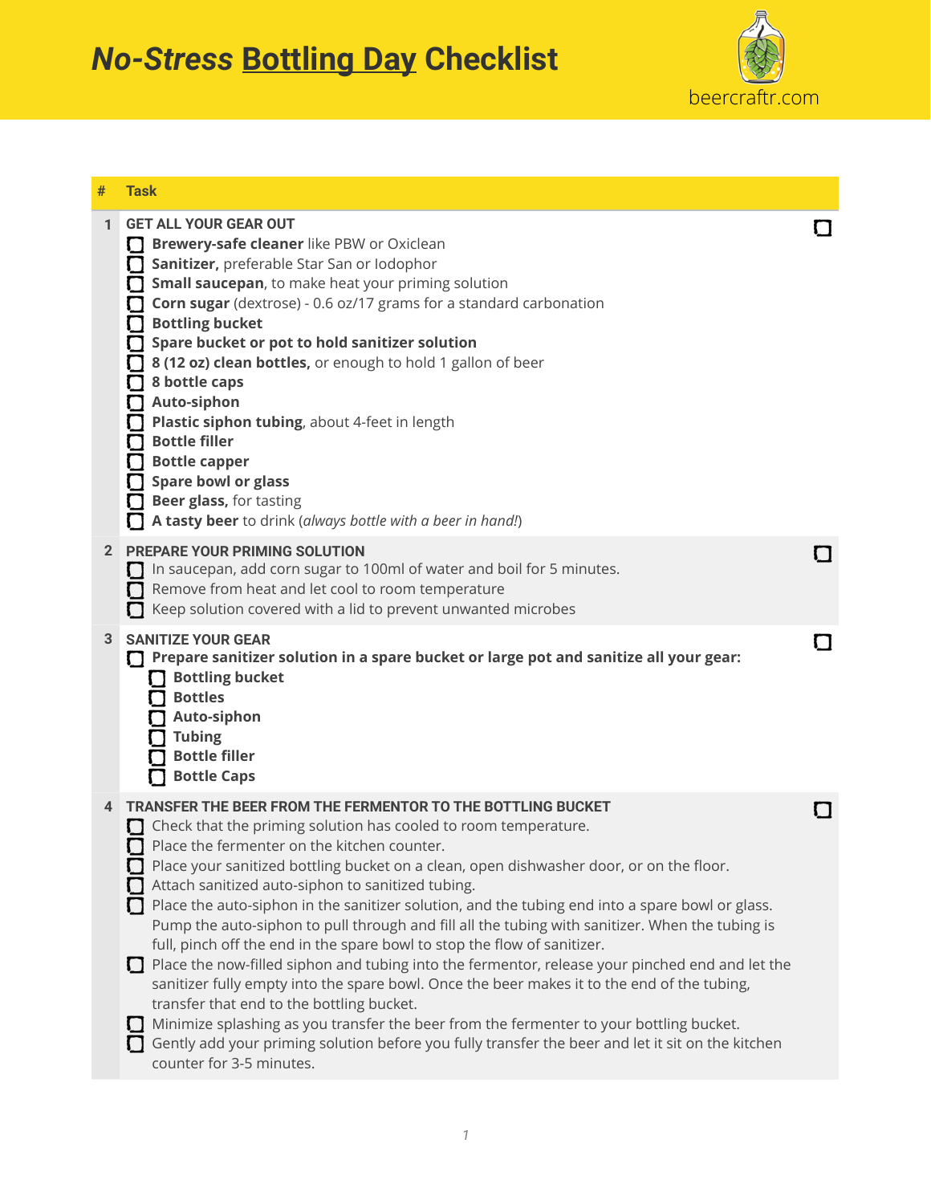# *No-Stress* Bottling Day Checklist

beercraftr.com

| # | Task | |
|---|---|---|
| 1 | **GET ALL YOUR GEAR OUT**<br>☐ **Brewery-safe cleaner** like PBW or Oxiclean<br>☐ **Sanitizer,** preferable Star San or Iodophor<br>☐ **Small saucepan**, to make heat your priming solution<br>☐ **Corn sugar** (dextrose) - 0.6 oz/17 grams for a standard carbonation<br>☐ **Bottling bucket**<br>☐ **Spare bucket or pot to hold sanitizer solution**<br>☐ **8 (12 oz) clean bottles,** or enough to hold 1 gallon of beer<br>☐ **8 bottle caps**<br>☐ **Auto-siphon**<br>☐ **Plastic siphon tubing**, about 4-feet in length<br>☐ **Bottle filler**<br>☐ **Bottle capper**<br>☐ **Spare bowl or glass**<br>☐ **Beer glass,** for tasting<br>☐ **A tasty beer** to drink (*always bottle with a beer in hand!*) | ☐ |
| 2 | **PREPARE YOUR PRIMING SOLUTION**<br>☐ In saucepan, add corn sugar to 100ml of water and boil for 5 minutes.<br>☐ Remove from heat and let cool to room temperature<br>☐ Keep solution covered with a lid to prevent unwanted microbes | ☐ |
| 3 | **SANITIZE YOUR GEAR**<br>☐ **Prepare sanitizer solution in a spare bucket or large pot and sanitize all your gear:**<br>&nbsp;&nbsp;&nbsp;&nbsp;☐ **Bottling bucket**<br>&nbsp;&nbsp;&nbsp;&nbsp;☐ **Bottles**<br>&nbsp;&nbsp;&nbsp;&nbsp;☐ **Auto-siphon**<br>&nbsp;&nbsp;&nbsp;&nbsp;☐ **Tubing**<br>&nbsp;&nbsp;&nbsp;&nbsp;☐ **Bottle filler**<br>&nbsp;&nbsp;&nbsp;&nbsp;☐ **Bottle Caps** | ☐ |
| 4 | **TRANSFER THE BEER FROM THE FERMENTOR TO THE BOTTLING BUCKET**<br>☐ Check that the priming solution has cooled to room temperature.<br>☐ Place the fermenter on the kitchen counter.<br>☐ Place your sanitized bottling bucket on a clean, open dishwasher door, or on the floor.<br>☐ Attach sanitized auto-siphon to sanitized tubing.<br>☐ Place the auto-siphon in the sanitizer solution, and the tubing end into a spare bowl or glass. Pump the auto-siphon to pull through and fill all the tubing with sanitizer. When the tubing is full, pinch off the end in the spare bowl to stop the flow of sanitizer.<br>☐ Place the now-filled siphon and tubing into the fermentor, release your pinched end and let the sanitizer fully empty into the spare bowl. Once the beer makes it to the end of the tubing, transfer that end to the bottling bucket.<br>☐ Minimize splashing as you transfer the beer from the fermenter to your bottling bucket.<br>☐ Gently add your priming solution before you fully transfer the beer and let it sit on the kitchen counter for 3-5 minutes. | ☐ |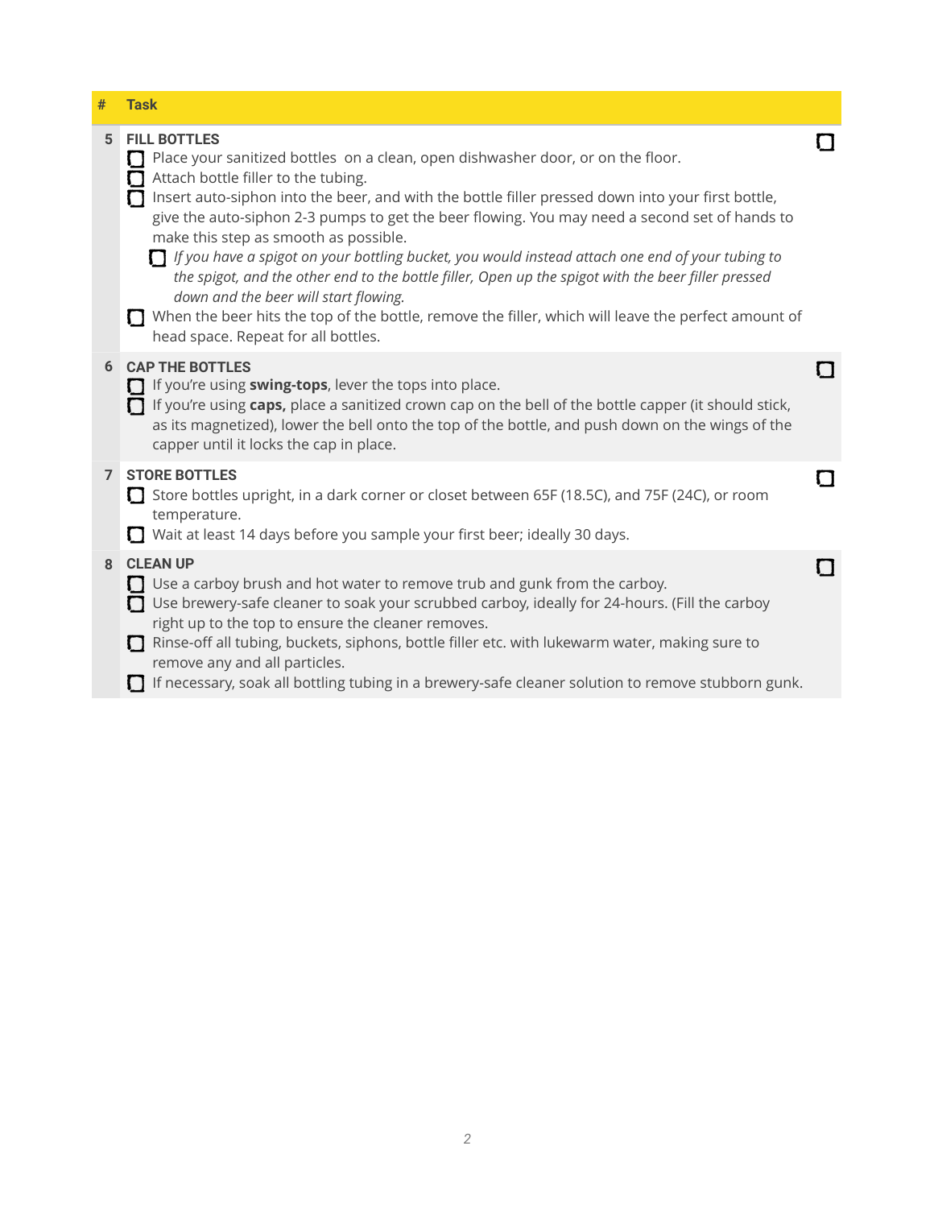| # | Task | |
|---|---|---|
| 5 | **FILL BOTTLES**<br>☐ Place your sanitized bottles on a clean, open dishwasher door, or on the floor.<br>☐ Attach bottle filler to the tubing.<br>☐ Insert auto-siphon into the beer, and with the bottle filler pressed down into your first bottle, give the auto-siphon 2-3 pumps to get the beer flowing. You may need a second set of hands to make this step as smooth as possible.<br>&nbsp;&nbsp;&nbsp;&nbsp;☐ *If you have a spigot on your bottling bucket, you would instead attach one end of your tubing to the spigot, and the other end to the bottle filler, Open up the spigot with the beer filler pressed down and the beer will start flowing.*<br>☐ When the beer hits the top of the bottle, remove the filler, which will leave the perfect amount of head space. Repeat for all bottles. | ☐ |
| 6 | **CAP THE BOTTLES**<br>☐ If you're using **swing-tops**, lever the tops into place.<br>☐ If you're using **caps,** place a sanitized crown cap on the bell of the bottle capper (it should stick, as its magnetized), lower the bell onto the top of the bottle, and push down on the wings of the capper until it locks the cap in place. | ☐ |
| 7 | **STORE BOTTLES**<br>☐ Store bottles upright, in a dark corner or closet between 65F (18.5C), and 75F (24C), or room temperature.<br>☐ Wait at least 14 days before you sample your first beer; ideally 30 days. | ☐ |
| 8 | **CLEAN UP**<br>☐ Use a carboy brush and hot water to remove trub and gunk from the carboy.<br>☐ Use brewery-safe cleaner to soak your scrubbed carboy, ideally for 24-hours. (Fill the carboy right up to the top to ensure the cleaner removes.<br>☐ Rinse-off all tubing, buckets, siphons, bottle filler etc. with lukewarm water, making sure to remove any and all particles.<br>☐ If necessary, soak all bottling tubing in a brewery-safe cleaner solution to remove stubborn gunk. | ☐ |